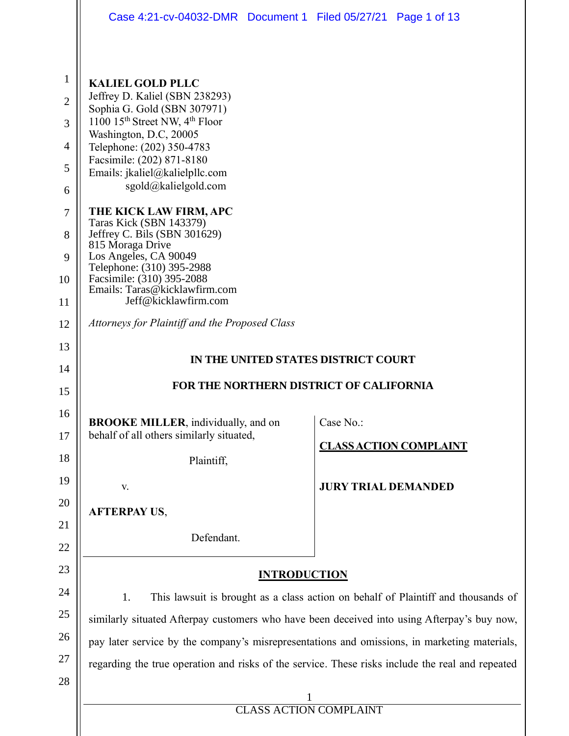**KALIEL GOLD PLLC**
Jeffrey D. Kaliel (SBN 238293)
Sophia G. Gold (SBN 307971)
1100 15th Street NW, 4th Floor
Washington, D.C, 20005
Telephone: (202) 350-4783
Facsimile: (202) 871-8180
Emails: jkaliel@kalielpllc.com
sgold@kalielgold.com

**THE KICK LAW FIRM, APC**
Taras Kick (SBN 143379)
Jeffrey C. Bils (SBN 301629)
815 Moraga Drive
Los Angeles, CA 90049
Telephone: (310) 395-2988
Facsimile: (310) 395-2088
Emails: Taras@kicklawfirm.com
Jeff@kicklawfirm.com

*Attorneys for Plaintiff and the Proposed Class*

**IN THE UNITED STATES DISTRICT COURT**

**FOR THE NORTHERN DISTRICT OF CALIFORNIA**

| | |
|---|---|
| **BROOKE MILLER**, individually, and on behalf of all others similarly situated,<br><br>Plaintiff,<br><br>v.<br><br>**AFTERPAY US**,<br><br>Defendant. | Case No.:<br><br>**CLASS ACTION COMPLAINT**<br><br>**JURY TRIAL DEMANDED** |

## INTRODUCTION

1. This lawsuit is brought as a class action on behalf of Plaintiff and thousands of similarly situated Afterpay customers who have been deceived into using Afterpay's buy now, pay later service by the company's misrepresentations and omissions, in marketing materials, regarding the true operation and risks of the service. These risks include the real and repeated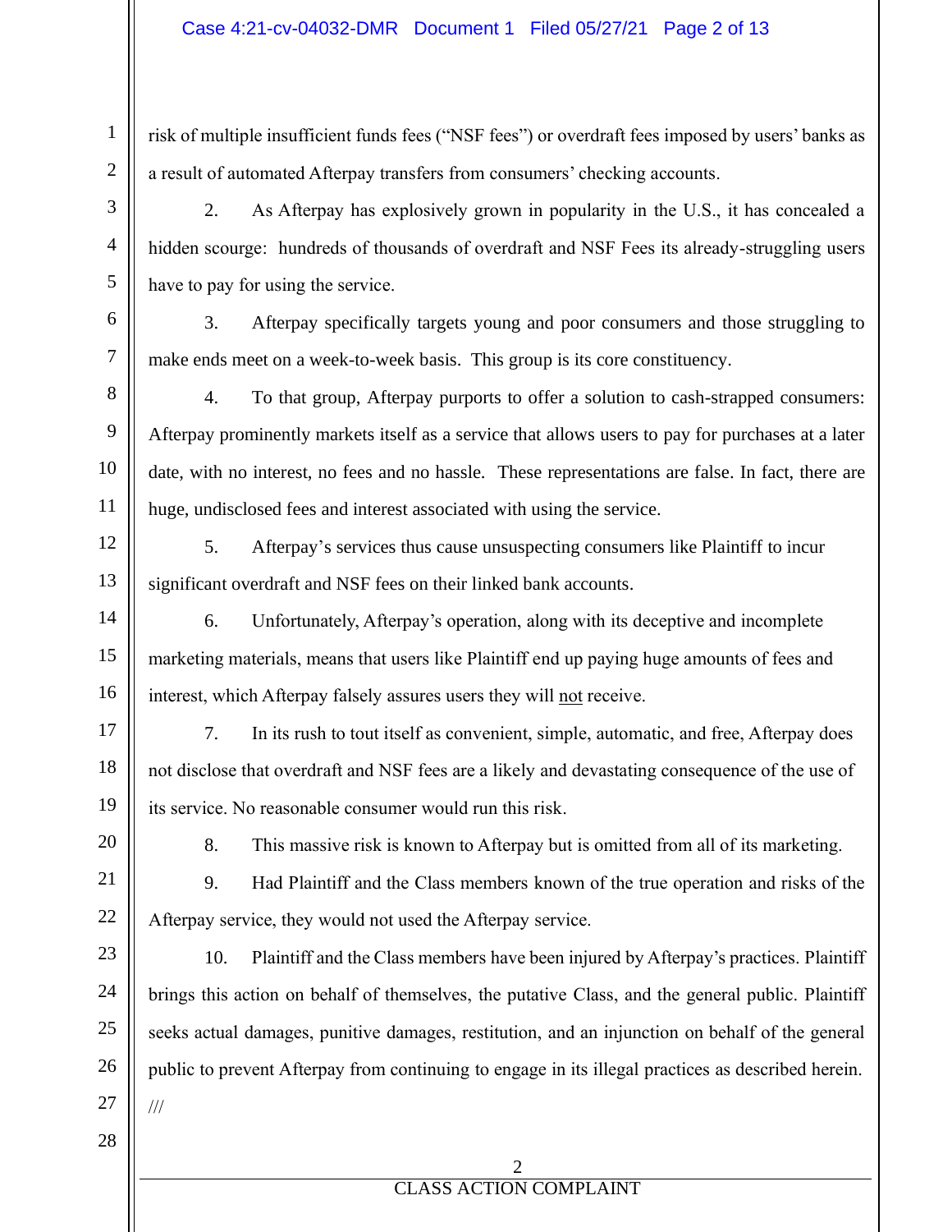risk of multiple insufficient funds fees ("NSF fees") or overdraft fees imposed by users' banks as a result of automated Afterpay transfers from consumers' checking accounts.

2. As Afterpay has explosively grown in popularity in the U.S., it has concealed a hidden scourge: hundreds of thousands of overdraft and NSF Fees its already-struggling users have to pay for using the service.

3. Afterpay specifically targets young and poor consumers and those struggling to make ends meet on a week-to-week basis. This group is its core constituency.

4. To that group, Afterpay purports to offer a solution to cash-strapped consumers: Afterpay prominently markets itself as a service that allows users to pay for purchases at a later date, with no interest, no fees and no hassle. These representations are false. In fact, there are huge, undisclosed fees and interest associated with using the service.

5. Afterpay's services thus cause unsuspecting consumers like Plaintiff to incur significant overdraft and NSF fees on their linked bank accounts.

6. Unfortunately, Afterpay's operation, along with its deceptive and incomplete marketing materials, means that users like Plaintiff end up paying huge amounts of fees and interest, which Afterpay falsely assures users they will not receive.

7. In its rush to tout itself as convenient, simple, automatic, and free, Afterpay does not disclose that overdraft and NSF fees are a likely and devastating consequence of the use of its service. No reasonable consumer would run this risk.

8. This massive risk is known to Afterpay but is omitted from all of its marketing.

9. Had Plaintiff and the Class members known of the true operation and risks of the Afterpay service, they would not used the Afterpay service.

10. Plaintiff and the Class members have been injured by Afterpay's practices. Plaintiff brings this action on behalf of themselves, the putative Class, and the general public. Plaintiff seeks actual damages, punitive damages, restitution, and an injunction on behalf of the general public to prevent Afterpay from continuing to engage in its illegal practices as described herein.

///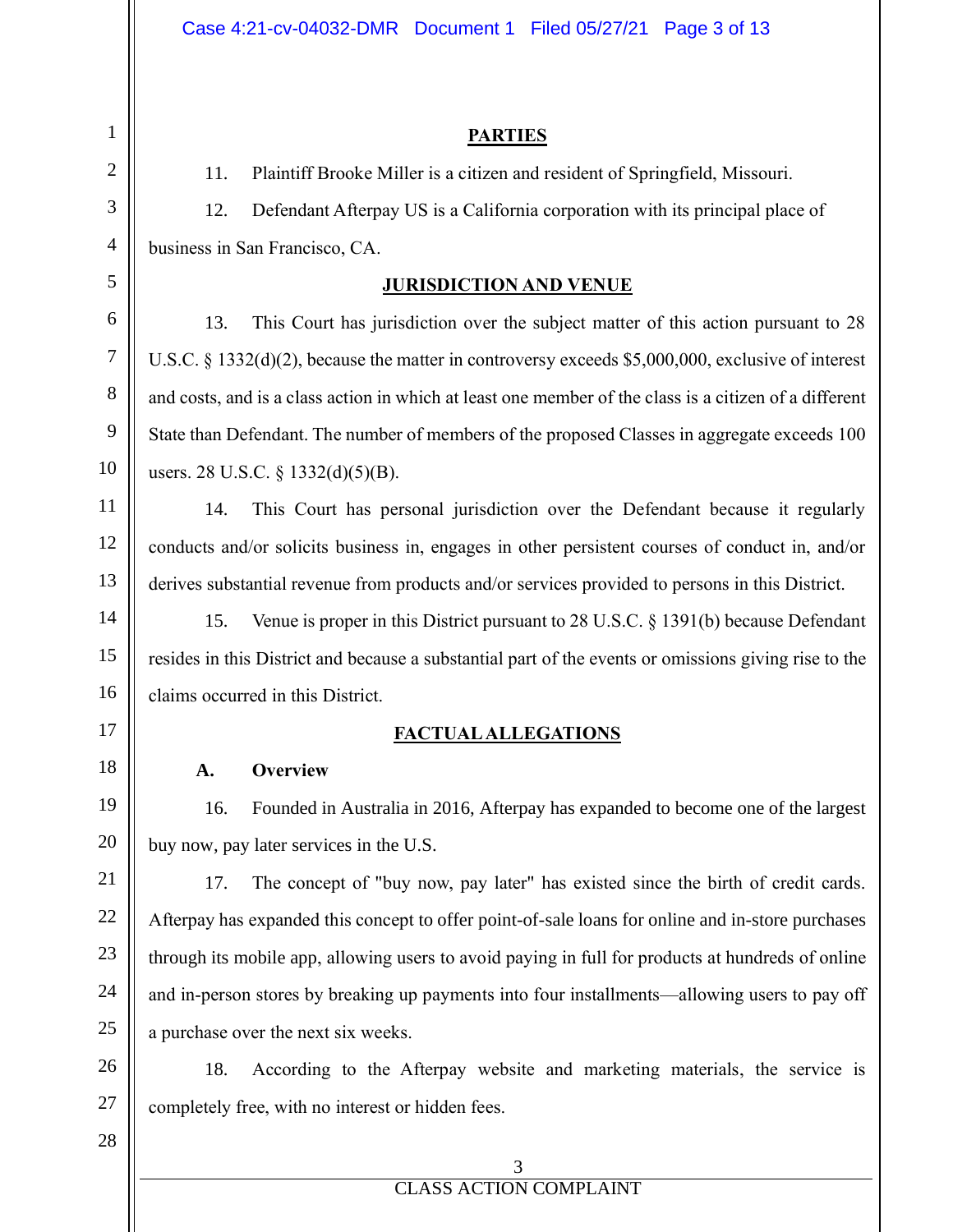## PARTIES

11. Plaintiff Brooke Miller is a citizen and resident of Springfield, Missouri.

12. Defendant Afterpay US is a California corporation with its principal place of business in San Francisco, CA.

## JURISDICTION AND VENUE

13. This Court has jurisdiction over the subject matter of this action pursuant to 28 U.S.C. § 1332(d)(2), because the matter in controversy exceeds $5,000,000, exclusive of interest and costs, and is a class action in which at least one member of the class is a citizen of a different State than Defendant. The number of members of the proposed Classes in aggregate exceeds 100 users. 28 U.S.C. § 1332(d)(5)(B).

14. This Court has personal jurisdiction over the Defendant because it regularly conducts and/or solicits business in, engages in other persistent courses of conduct in, and/or derives substantial revenue from products and/or services provided to persons in this District.

15. Venue is proper in this District pursuant to 28 U.S.C. § 1391(b) because Defendant resides in this District and because a substantial part of the events or omissions giving rise to the claims occurred in this District.

## FACTUAL ALLEGATIONS

### A. Overview

16. Founded in Australia in 2016, Afterpay has expanded to become one of the largest buy now, pay later services in the U.S.

17. The concept of "buy now, pay later" has existed since the birth of credit cards. Afterpay has expanded this concept to offer point-of-sale loans for online and in-store purchases through its mobile app, allowing users to avoid paying in full for products at hundreds of online and in-person stores by breaking up payments into four installments—allowing users to pay off a purchase over the next six weeks.

18. According to the Afterpay website and marketing materials, the service is completely free, with no interest or hidden fees.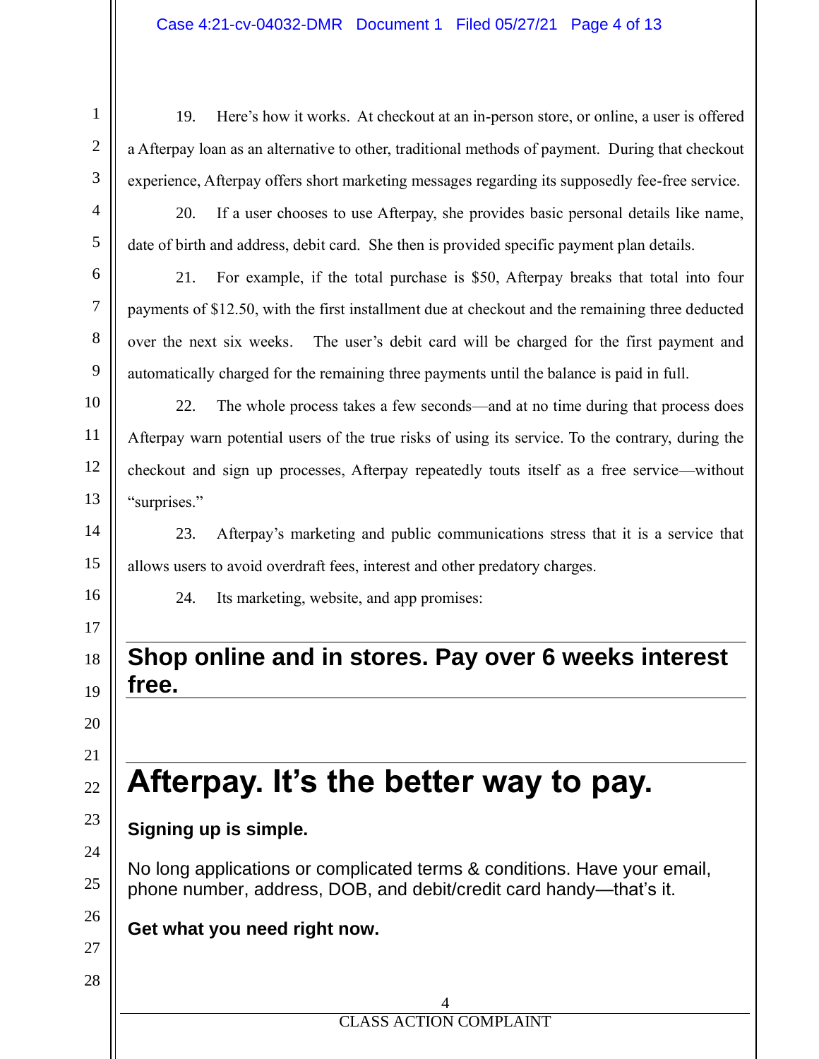19. Here's how it works. At checkout at an in-person store, or online, a user is offered a Afterpay loan as an alternative to other, traditional methods of payment. During that checkout experience, Afterpay offers short marketing messages regarding its supposedly fee-free service.

20. If a user chooses to use Afterpay, she provides basic personal details like name, date of birth and address, debit card. She then is provided specific payment plan details.

21. For example, if the total purchase is $50, Afterpay breaks that total into four payments of $12.50, with the first installment due at checkout and the remaining three deducted over the next six weeks. The user's debit card will be charged for the first payment and automatically charged for the remaining three payments until the balance is paid in full.

22. The whole process takes a few seconds—and at no time during that process does Afterpay warn potential users of the true risks of using its service. To the contrary, during the checkout and sign up processes, Afterpay repeatedly touts itself as a free service—without "surprises."

23. Afterpay's marketing and public communications stress that it is a service that allows users to avoid overdraft fees, interest and other predatory charges.

24. Its marketing, website, and app promises:

---

**Shop online and in stores. Pay over 6 weeks interest free.**

---

---

# Afterpay. It's the better way to pay.

**Signing up is simple.**

No long applications or complicated terms & conditions. Have your email, phone number, address, DOB, and debit/credit card handy—that's it.

**Get what you need right now.**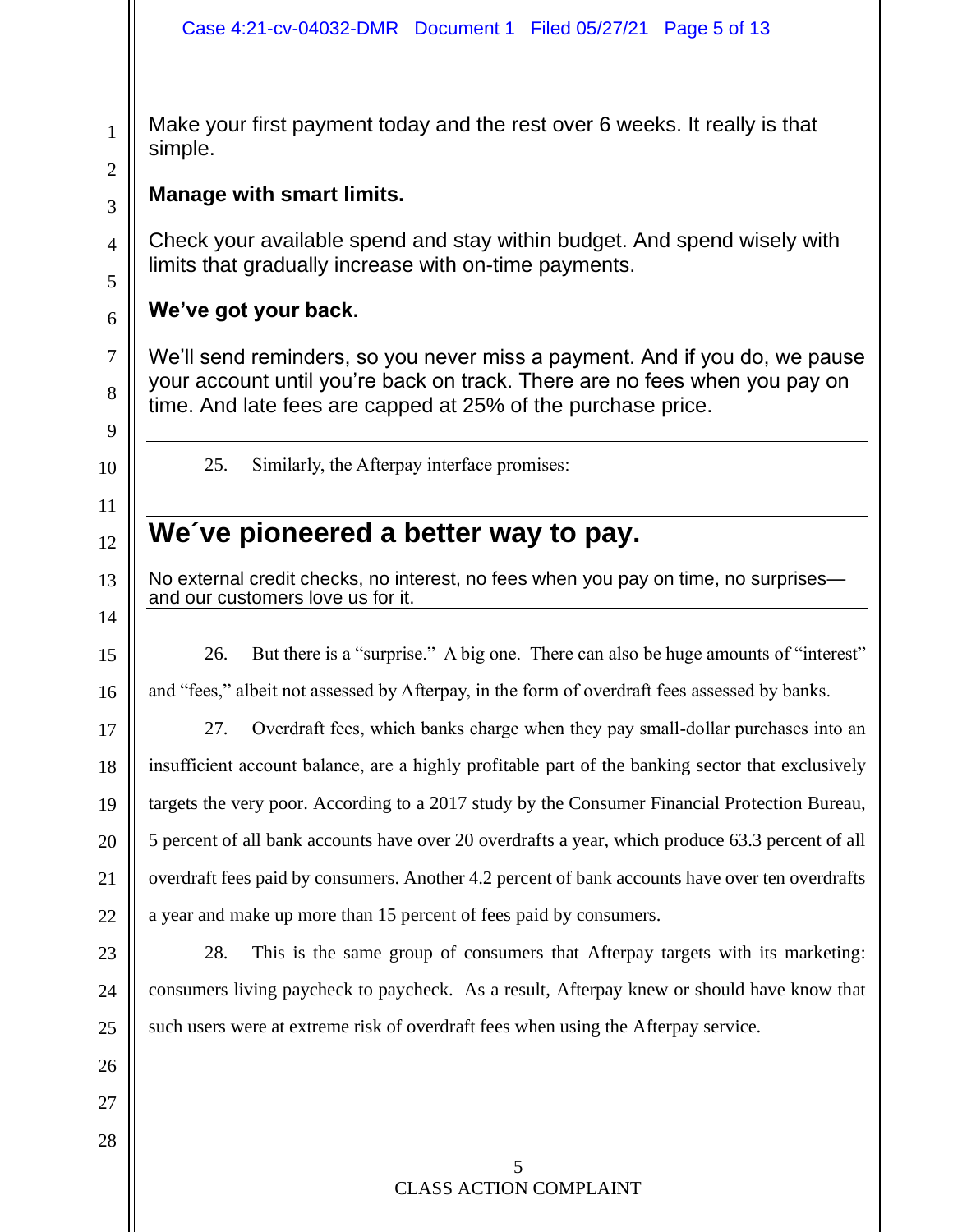Make your first payment today and the rest over 6 weeks. It really is that simple.

**Manage with smart limits.**

Check your available spend and stay within budget. And spend wisely with limits that gradually increase with on-time payments.

**We've got your back.**

We'll send reminders, so you never miss a payment. And if you do, we pause your account until you're back on track. There are no fees when you pay on time. And late fees are capped at 25% of the purchase price.

---

25. Similarly, the Afterpay interface promises:

---

## We´ve pioneered a better way to pay.

No external credit checks, no interest, no fees when you pay on time, no surprises—and our customers love us for it.

---

26. But there is a "surprise." A big one. There can also be huge amounts of "interest" and "fees," albeit not assessed by Afterpay, in the form of overdraft fees assessed by banks.

27. Overdraft fees, which banks charge when they pay small-dollar purchases into an insufficient account balance, are a highly profitable part of the banking sector that exclusively targets the very poor. According to a 2017 study by the Consumer Financial Protection Bureau, 5 percent of all bank accounts have over 20 overdrafts a year, which produce 63.3 percent of all overdraft fees paid by consumers. Another 4.2 percent of bank accounts have over ten overdrafts a year and make up more than 15 percent of fees paid by consumers.

28. This is the same group of consumers that Afterpay targets with its marketing: consumers living paycheck to paycheck. As a result, Afterpay knew or should have know that such users were at extreme risk of overdraft fees when using the Afterpay service.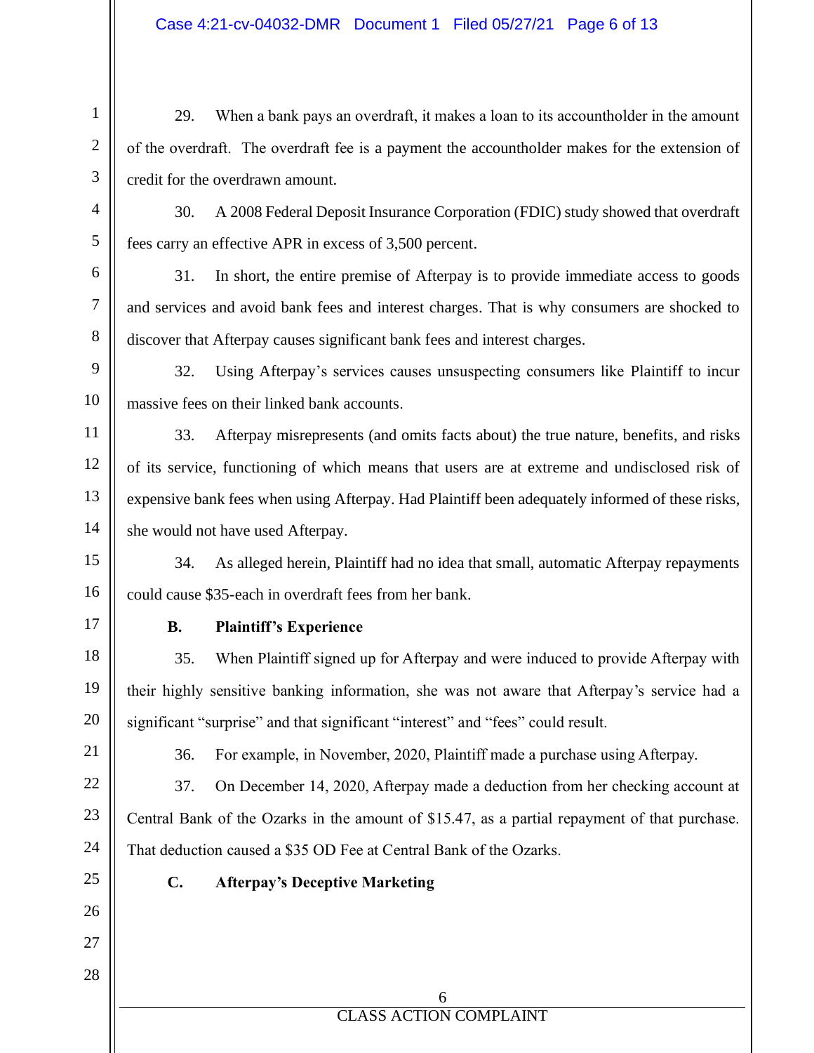29. When a bank pays an overdraft, it makes a loan to its accountholder in the amount of the overdraft. The overdraft fee is a payment the accountholder makes for the extension of credit for the overdrawn amount.

30. A 2008 Federal Deposit Insurance Corporation (FDIC) study showed that overdraft fees carry an effective APR in excess of 3,500 percent.

31. In short, the entire premise of Afterpay is to provide immediate access to goods and services and avoid bank fees and interest charges. That is why consumers are shocked to discover that Afterpay causes significant bank fees and interest charges.

32. Using Afterpay's services causes unsuspecting consumers like Plaintiff to incur massive fees on their linked bank accounts.

33. Afterpay misrepresents (and omits facts about) the true nature, benefits, and risks of its service, functioning of which means that users are at extreme and undisclosed risk of expensive bank fees when using Afterpay. Had Plaintiff been adequately informed of these risks, she would not have used Afterpay.

34. As alleged herein, Plaintiff had no idea that small, automatic Afterpay repayments could cause $35-each in overdraft fees from her bank.

**B. Plaintiff's Experience**

35. When Plaintiff signed up for Afterpay and were induced to provide Afterpay with their highly sensitive banking information, she was not aware that Afterpay's service had a significant "surprise" and that significant "interest" and "fees" could result.

36. For example, in November, 2020, Plaintiff made a purchase using Afterpay.

37. On December 14, 2020, Afterpay made a deduction from her checking account at Central Bank of the Ozarks in the amount of $15.47, as a partial repayment of that purchase. That deduction caused a $35 OD Fee at Central Bank of the Ozarks.

**C. Afterpay's Deceptive Marketing**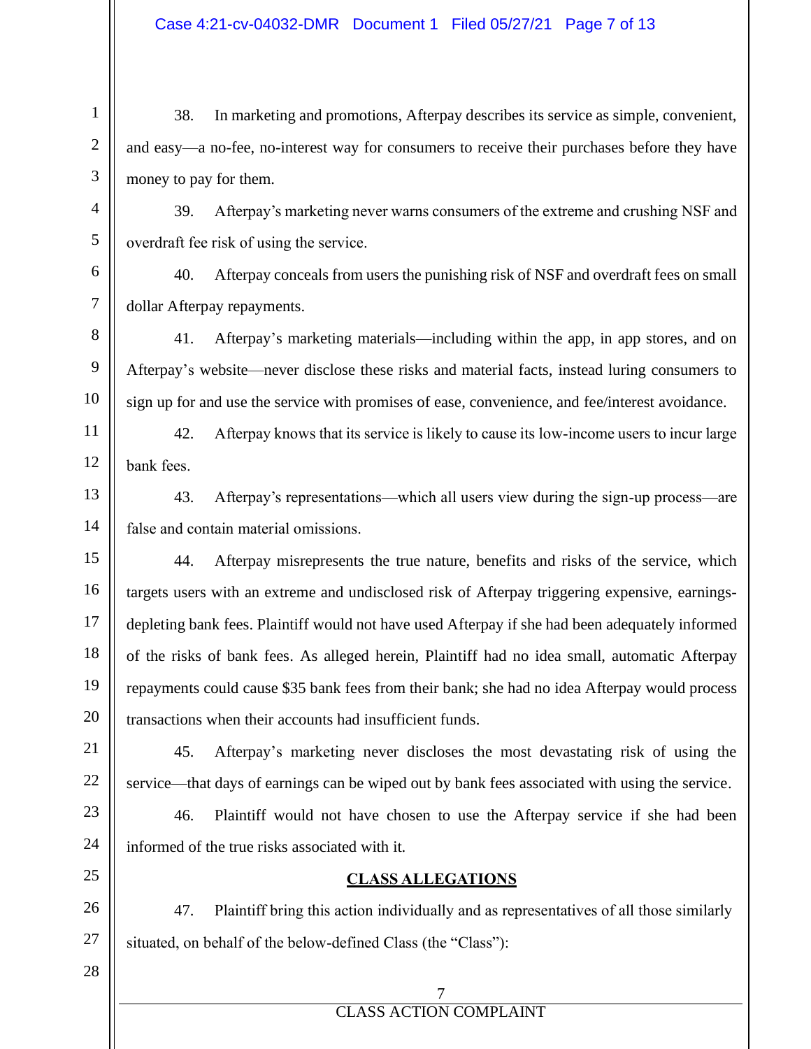38. In marketing and promotions, Afterpay describes its service as simple, convenient, and easy—a no-fee, no-interest way for consumers to receive their purchases before they have money to pay for them.

39. Afterpay's marketing never warns consumers of the extreme and crushing NSF and overdraft fee risk of using the service.

40. Afterpay conceals from users the punishing risk of NSF and overdraft fees on small dollar Afterpay repayments.

41. Afterpay's marketing materials—including within the app, in app stores, and on Afterpay's website—never disclose these risks and material facts, instead luring consumers to sign up for and use the service with promises of ease, convenience, and fee/interest avoidance.

42. Afterpay knows that its service is likely to cause its low-income users to incur large bank fees.

43. Afterpay's representations—which all users view during the sign-up process—are false and contain material omissions.

44. Afterpay misrepresents the true nature, benefits and risks of the service, which targets users with an extreme and undisclosed risk of Afterpay triggering expensive, earnings-depleting bank fees. Plaintiff would not have used Afterpay if she had been adequately informed of the risks of bank fees. As alleged herein, Plaintiff had no idea small, automatic Afterpay repayments could cause $35 bank fees from their bank; she had no idea Afterpay would process transactions when their accounts had insufficient funds.

45. Afterpay's marketing never discloses the most devastating risk of using the service—that days of earnings can be wiped out by bank fees associated with using the service.

46. Plaintiff would not have chosen to use the Afterpay service if she had been informed of the true risks associated with it.

## CLASS ALLEGATIONS

47. Plaintiff bring this action individually and as representatives of all those similarly situated, on behalf of the below-defined Class (the "Class"):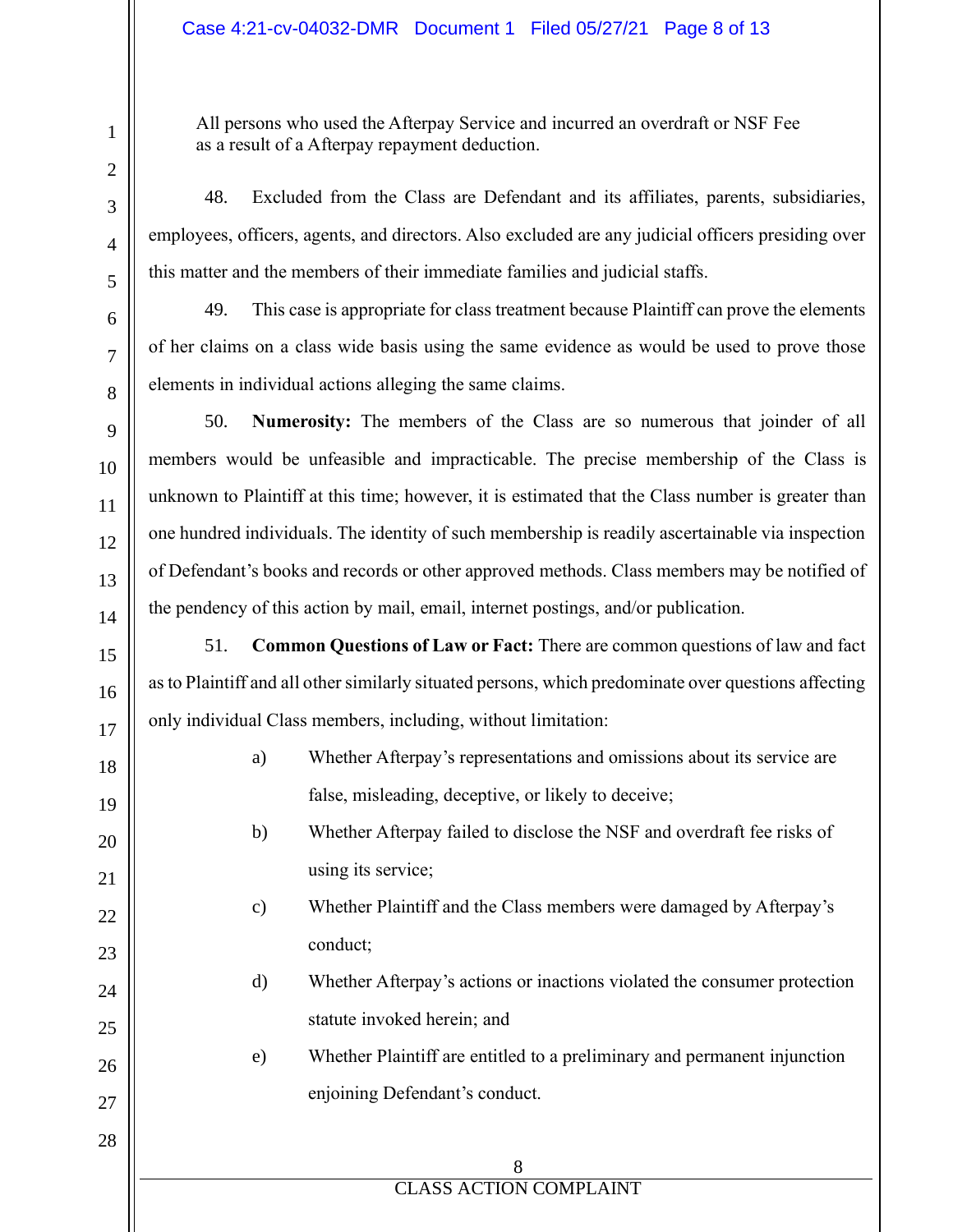All persons who used the Afterpay Service and incurred an overdraft or NSF Fee as a result of a Afterpay repayment deduction.

48. Excluded from the Class are Defendant and its affiliates, parents, subsidiaries, employees, officers, agents, and directors. Also excluded are any judicial officers presiding over this matter and the members of their immediate families and judicial staffs.

49. This case is appropriate for class treatment because Plaintiff can prove the elements of her claims on a class wide basis using the same evidence as would be used to prove those elements in individual actions alleging the same claims.

50. **Numerosity:** The members of the Class are so numerous that joinder of all members would be unfeasible and impracticable. The precise membership of the Class is unknown to Plaintiff at this time; however, it is estimated that the Class number is greater than one hundred individuals. The identity of such membership is readily ascertainable via inspection of Defendant's books and records or other approved methods. Class members may be notified of the pendency of this action by mail, email, internet postings, and/or publication.

51. **Common Questions of Law or Fact:** There are common questions of law and fact as to Plaintiff and all other similarly situated persons, which predominate over questions affecting only individual Class members, including, without limitation:

a) Whether Afterpay's representations and omissions about its service are false, misleading, deceptive, or likely to deceive;

b) Whether Afterpay failed to disclose the NSF and overdraft fee risks of using its service;

c) Whether Plaintiff and the Class members were damaged by Afterpay's conduct;

d) Whether Afterpay's actions or inactions violated the consumer protection statute invoked herein; and

e) Whether Plaintiff are entitled to a preliminary and permanent injunction enjoining Defendant's conduct.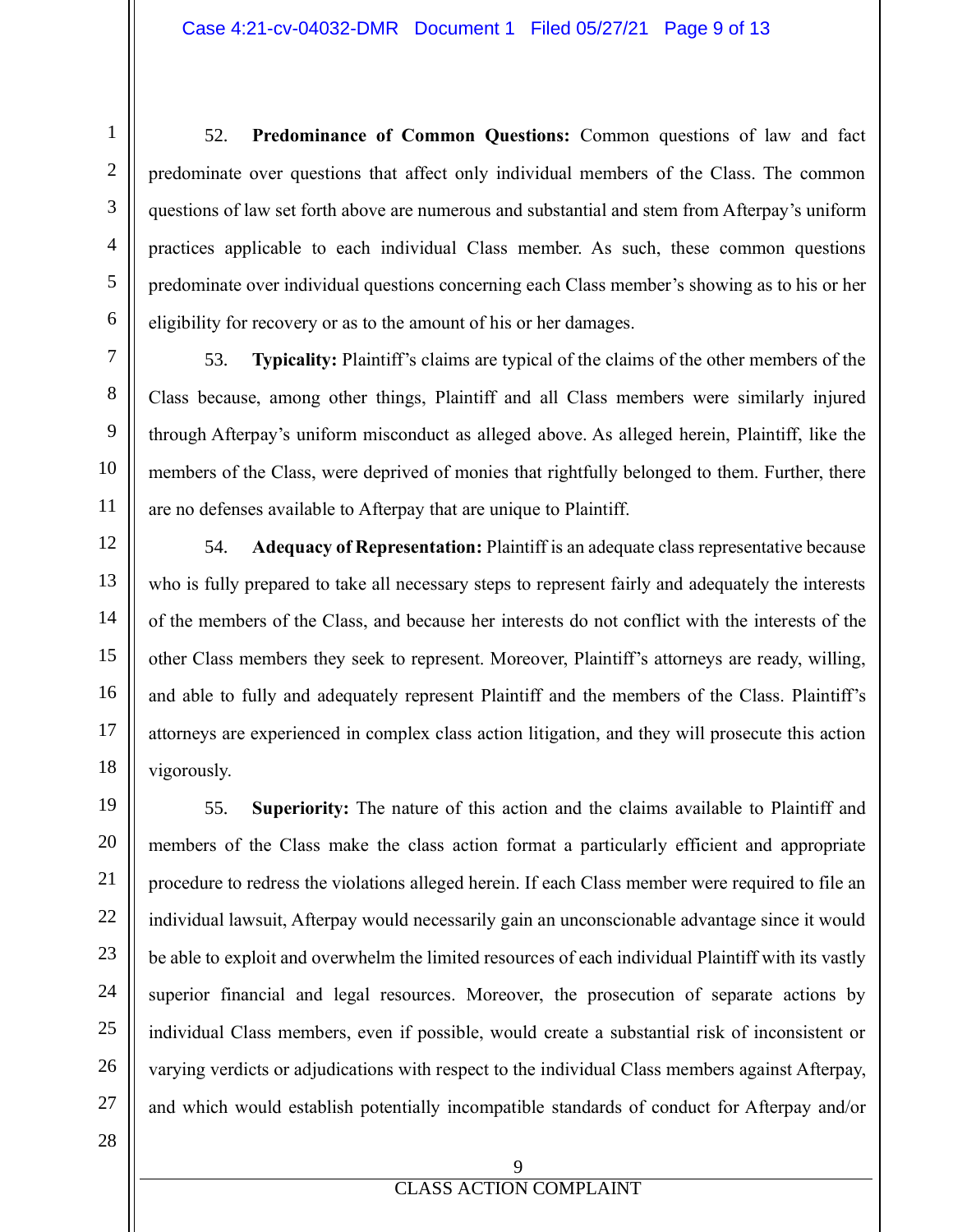52. **Predominance of Common Questions:** Common questions of law and fact predominate over questions that affect only individual members of the Class. The common questions of law set forth above are numerous and substantial and stem from Afterpay's uniform practices applicable to each individual Class member. As such, these common questions predominate over individual questions concerning each Class member's showing as to his or her eligibility for recovery or as to the amount of his or her damages.

53. **Typicality:** Plaintiff's claims are typical of the claims of the other members of the Class because, among other things, Plaintiff and all Class members were similarly injured through Afterpay's uniform misconduct as alleged above. As alleged herein, Plaintiff, like the members of the Class, were deprived of monies that rightfully belonged to them. Further, there are no defenses available to Afterpay that are unique to Plaintiff.

54. **Adequacy of Representation:** Plaintiff is an adequate class representative because who is fully prepared to take all necessary steps to represent fairly and adequately the interests of the members of the Class, and because her interests do not conflict with the interests of the other Class members they seek to represent. Moreover, Plaintiff's attorneys are ready, willing, and able to fully and adequately represent Plaintiff and the members of the Class. Plaintiff's attorneys are experienced in complex class action litigation, and they will prosecute this action vigorously.

55. **Superiority:** The nature of this action and the claims available to Plaintiff and members of the Class make the class action format a particularly efficient and appropriate procedure to redress the violations alleged herein. If each Class member were required to file an individual lawsuit, Afterpay would necessarily gain an unconscionable advantage since it would be able to exploit and overwhelm the limited resources of each individual Plaintiff with its vastly superior financial and legal resources. Moreover, the prosecution of separate actions by individual Class members, even if possible, would create a substantial risk of inconsistent or varying verdicts or adjudications with respect to the individual Class members against Afterpay, and which would establish potentially incompatible standards of conduct for Afterpay and/or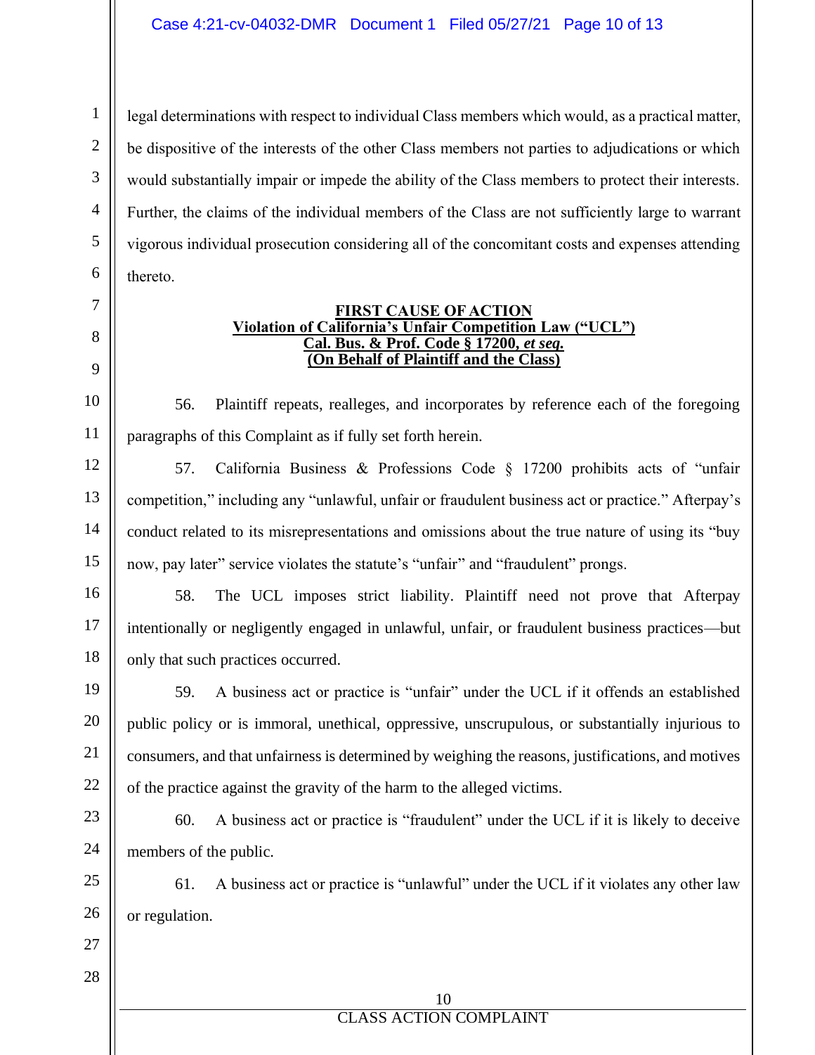legal determinations with respect to individual Class members which would, as a practical matter, be dispositive of the interests of the other Class members not parties to adjudications or which would substantially impair or impede the ability of the Class members to protect their interests. Further, the claims of the individual members of the Class are not sufficiently large to warrant vigorous individual prosecution considering all of the concomitant costs and expenses attending thereto.

**FIRST CAUSE OF ACTION**
**Violation of California's Unfair Competition Law ("UCL")**
**Cal. Bus. & Prof. Code § 17200, *et seq.***
**(On Behalf of Plaintiff and the Class)**

56. Plaintiff repeats, realleges, and incorporates by reference each of the foregoing paragraphs of this Complaint as if fully set forth herein.

57. California Business & Professions Code § 17200 prohibits acts of "unfair competition," including any "unlawful, unfair or fraudulent business act or practice." Afterpay's conduct related to its misrepresentations and omissions about the true nature of using its "buy now, pay later" service violates the statute's "unfair" and "fraudulent" prongs.

58. The UCL imposes strict liability. Plaintiff need not prove that Afterpay intentionally or negligently engaged in unlawful, unfair, or fraudulent business practices—but only that such practices occurred.

59. A business act or practice is "unfair" under the UCL if it offends an established public policy or is immoral, unethical, oppressive, unscrupulous, or substantially injurious to consumers, and that unfairness is determined by weighing the reasons, justifications, and motives of the practice against the gravity of the harm to the alleged victims.

60. A business act or practice is "fraudulent" under the UCL if it is likely to deceive members of the public.

61. A business act or practice is "unlawful" under the UCL if it violates any other law or regulation.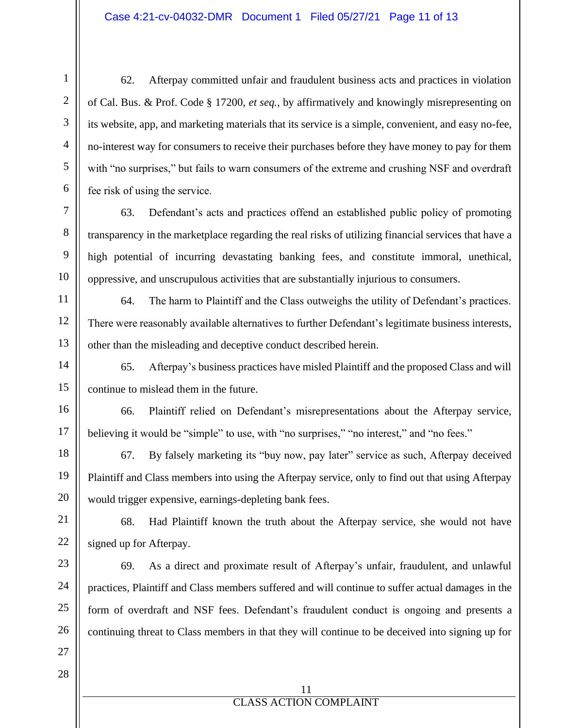62. Afterpay committed unfair and fraudulent business acts and practices in violation of Cal. Bus. & Prof. Code § 17200, *et seq.*, by affirmatively and knowingly misrepresenting on its website, app, and marketing materials that its service is a simple, convenient, and easy no-fee, no-interest way for consumers to receive their purchases before they have money to pay for them with "no surprises," but fails to warn consumers of the extreme and crushing NSF and overdraft fee risk of using the service.

63. Defendant's acts and practices offend an established public policy of promoting transparency in the marketplace regarding the real risks of utilizing financial services that have a high potential of incurring devastating banking fees, and constitute immoral, unethical, oppressive, and unscrupulous activities that are substantially injurious to consumers.

64. The harm to Plaintiff and the Class outweighs the utility of Defendant's practices. There were reasonably available alternatives to further Defendant's legitimate business interests, other than the misleading and deceptive conduct described herein.

65. Afterpay's business practices have misled Plaintiff and the proposed Class and will continue to mislead them in the future.

66. Plaintiff relied on Defendant's misrepresentations about the Afterpay service, believing it would be "simple" to use, with "no surprises," "no interest," and "no fees."

67. By falsely marketing its "buy now, pay later" service as such, Afterpay deceived Plaintiff and Class members into using the Afterpay service, only to find out that using Afterpay would trigger expensive, earnings-depleting bank fees.

68. Had Plaintiff known the truth about the Afterpay service, she would not have signed up for Afterpay.

69. As a direct and proximate result of Afterpay's unfair, fraudulent, and unlawful practices, Plaintiff and Class members suffered and will continue to suffer actual damages in the form of overdraft and NSF fees. Defendant's fraudulent conduct is ongoing and presents a continuing threat to Class members in that they will continue to be deceived into signing up for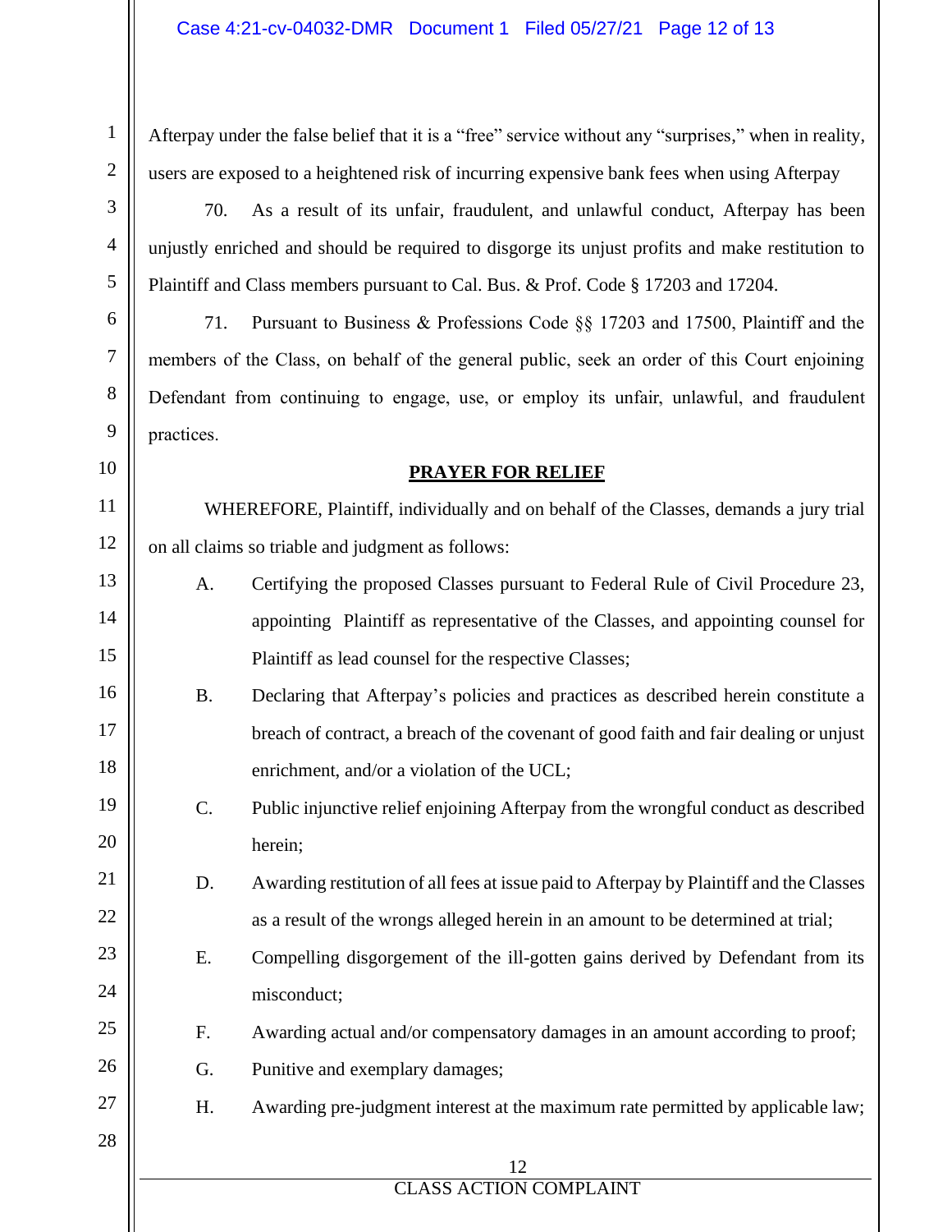Afterpay under the false belief that it is a "free" service without any "surprises," when in reality, users are exposed to a heightened risk of incurring expensive bank fees when using Afterpay

70. As a result of its unfair, fraudulent, and unlawful conduct, Afterpay has been unjustly enriched and should be required to disgorge its unjust profits and make restitution to Plaintiff and Class members pursuant to Cal. Bus. & Prof. Code § 17203 and 17204.

71. Pursuant to Business & Professions Code §§ 17203 and 17500, Plaintiff and the members of the Class, on behalf of the general public, seek an order of this Court enjoining Defendant from continuing to engage, use, or employ its unfair, unlawful, and fraudulent practices.

## PRAYER FOR RELIEF

WHEREFORE, Plaintiff, individually and on behalf of the Classes, demands a jury trial on all claims so triable and judgment as follows:

A. Certifying the proposed Classes pursuant to Federal Rule of Civil Procedure 23, appointing Plaintiff as representative of the Classes, and appointing counsel for Plaintiff as lead counsel for the respective Classes;

B. Declaring that Afterpay's policies and practices as described herein constitute a breach of contract, a breach of the covenant of good faith and fair dealing or unjust enrichment, and/or a violation of the UCL;

C. Public injunctive relief enjoining Afterpay from the wrongful conduct as described herein;

D. Awarding restitution of all fees at issue paid to Afterpay by Plaintiff and the Classes as a result of the wrongs alleged herein in an amount to be determined at trial;

E. Compelling disgorgement of the ill-gotten gains derived by Defendant from its misconduct;

F. Awarding actual and/or compensatory damages in an amount according to proof;

G. Punitive and exemplary damages;

H. Awarding pre-judgment interest at the maximum rate permitted by applicable law;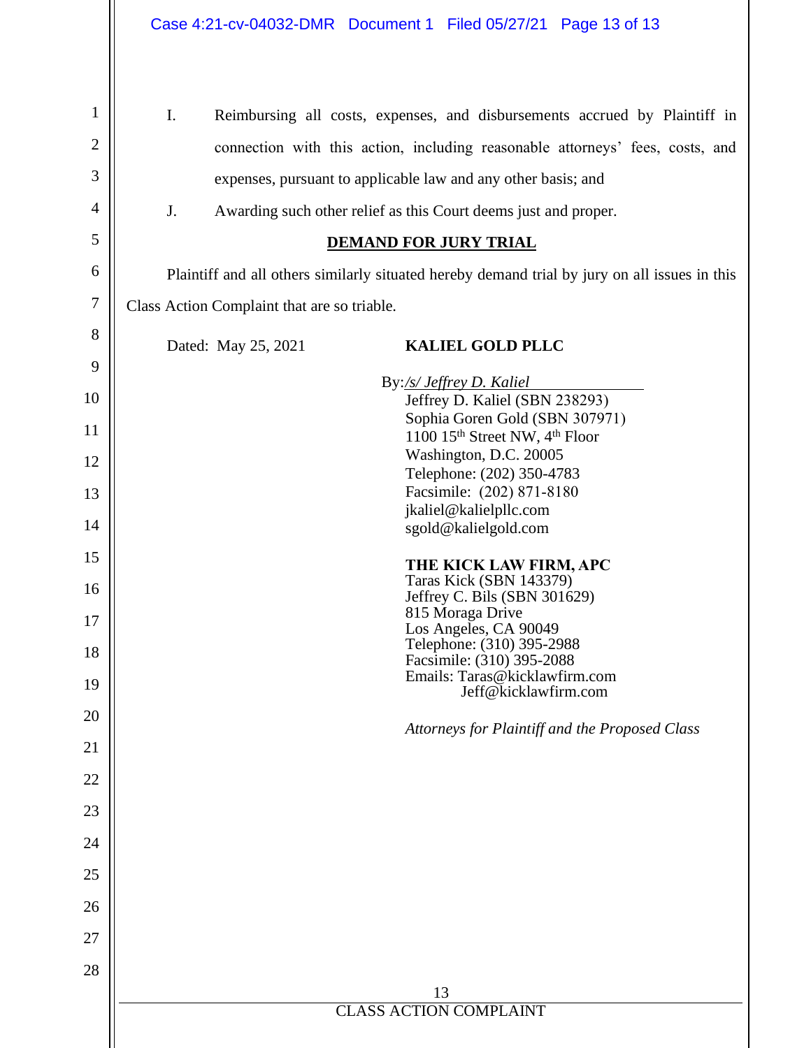I. Reimbursing all costs, expenses, and disbursements accrued by Plaintiff in connection with this action, including reasonable attorneys' fees, costs, and expenses, pursuant to applicable law and any other basis; and

J. Awarding such other relief as this Court deems just and proper.

## DEMAND FOR JURY TRIAL

Plaintiff and all others similarly situated hereby demand trial by jury on all issues in this Class Action Complaint that are so triable.

Dated: May 25, 2021

**KALIEL GOLD PLLC**

By: */s/ Jeffrey D. Kaliel*
Jeffrey D. Kaliel (SBN 238293)
Sophia Goren Gold (SBN 307971)
1100 15th Street NW, 4th Floor
Washington, D.C. 20005
Telephone: (202) 350-4783
Facsimile: (202) 871-8180
jkaliel@kalielpllc.com
sgold@kalielgold.com

**THE KICK LAW FIRM, APC**
Taras Kick (SBN 143379)
Jeffrey C. Bils (SBN 301629)
815 Moraga Drive
Los Angeles, CA 90049
Telephone: (310) 395-2988
Facsimile: (310) 395-2088
Emails: Taras@kicklawfirm.com
Jeff@kicklawfirm.com

*Attorneys for Plaintiff and the Proposed Class*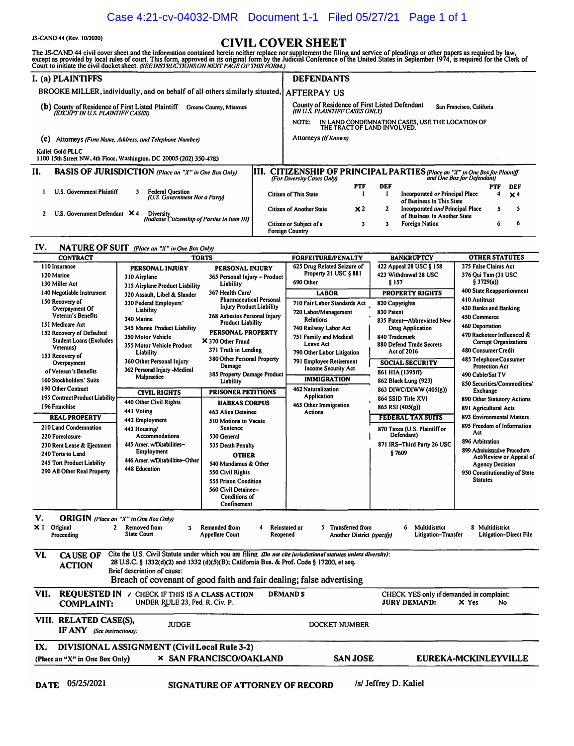JS-CAND 44 (Rev. 10/2020)

# CIVIL COVER SHEET

The JS-CAND 44 civil cover sheet and the information contained herein neither replace nor supplement the filing and service of pleadings or other papers as required by law, except as provided by local rules of court. This form, approved in its original form by the Judicial Conference of the United States in September 1974, is required for the Clerk of Court to initiate the civil docket sheet. *(SEE INSTRUCTIONS ON NEXT PAGE OF THIS FORM.)*

## I. (a) PLAINTIFFS

BROOKE MILLER, individually, and on behalf of all others similarly situated,

**(b)** County of Residence of First Listed Plaintiff: Greene County, Missouri
*(EXCEPT IN U.S. PLAINTIFF CASES)*

**(c)** Attorneys *(Firm Name, Address, and Telephone Number)*

Kaliel Gold PLLC
1100 15th Street NW, 4th Floor, Washington, DC 20005 (202) 350-4783

## DEFENDANTS

AFTERPAY US

County of Residence of First Listed Defendant: San Francisco, California
*(IN U.S. PLAINTIFF CASES ONLY)*

NOTE: IN LAND CONDEMNATION CASES, USE THE LOCATION OF THE TRACT OF LAND INVOLVED.

Attorneys *(If Known)*

## II. BASIS OF JURISDICTION *(Place an "X" in One Box Only)*

- 1 U.S. Government Plaintiff
- 3 Federal Question *(U.S. Government Not a Party)*
- 2 U.S. Government Defendant
- X 4 Diversity *(Indicate Citizenship of Parties in Item III)*

## III. CITIZENSHIP OF PRINCIPAL PARTIES *(Place an "X" in One Box for Plaintiff and One Box for Defendant)* *(For Diversity Cases Only)*

| | PTF | DEF | | PTF | DEF |
|---|---|---|---|---|---|
| Citizen of This State | 1 | 1 | Incorporated *or* Principal Place of Business In This State | 4 | X 4 |
| Citizen of Another State | X 2 | 2 | Incorporated *and* Principal Place of Business In Another State | 5 | 5 |
| Citizen or Subject of a Foreign Country | 3 | 3 | Foreign Nation | 6 | 6 |

## IV. NATURE OF SUIT *(Place an "X" in One Box Only)*

**CONTRACT**
- 110 Insurance
- 120 Marine
- 130 Miller Act
- 140 Negotiable Instrument
- 150 Recovery of Overpayment Of Veteran's Benefits
- 151 Medicare Act
- 152 Recovery of Defaulted Student Loans (Excludes Veterans)
- 153 Recovery of Overpayment of Veteran's Benefits
- 160 Stockholders' Suits
- 190 Other Contract
- 195 Contract Product Liability
- 196 Franchise

**REAL PROPERTY**
- 210 Land Condemnation
- 220 Foreclosure
- 230 Rent Lease & Ejectment
- 240 Torts to Land
- 245 Tort Product Liability
- 290 All Other Real Property

**TORTS**

PERSONAL INJURY
- 310 Airplane
- 315 Airplane Product Liability
- 320 Assault, Libel & Slander
- 330 Federal Employers' Liability
- 340 Marine
- 345 Marine Product Liability
- 350 Motor Vehicle
- 355 Motor Vehicle Product Liability
- 360 Other Personal Injury
- 362 Personal Injury -Medical Malpractice

PERSONAL INJURY
- 365 Personal Injury – Product Liability
- 367 Health Care/ Pharmaceutical Personal Injury Product Liability
- 368 Asbestos Personal Injury Product Liability

PERSONAL PROPERTY
- X 370 Other Fraud
- 371 Truth in Lending
- 380 Other Personal Property Damage
- 385 Property Damage Product Liability

**CIVIL RIGHTS**
- 440 Other Civil Rights
- 441 Voting
- 442 Employment
- 443 Housing/ Accommodations
- 445 Amer. w/Disabilities–Employment
- 446 Amer. w/Disabilities–Other
- 448 Education

**PRISONER PETITIONS**

HABEAS CORPUS
- 463 Alien Detainee
- 510 Motions to Vacate Sentence
- 530 General
- 535 Death Penalty

OTHER
- 540 Mandamus & Other
- 550 Civil Rights
- 555 Prison Condition
- 560 Civil Detainee– Conditions of Confinement

**FORFEITURE/PENALTY**
- 625 Drug Related Seizure of Property 21 USC § 881
- 690 Other

**LABOR**
- 710 Fair Labor Standards Act
- 720 Labor/Management Relations
- 740 Railway Labor Act
- 751 Family and Medical Leave Act
- 790 Other Labor Litigation
- 791 Employee Retirement Income Security Act

**IMMIGRATION**
- 462 Naturalization Application
- 465 Other Immigration Actions

**BANKRUPTCY**
- 422 Appeal 28 USC § 158
- 423 Withdrawal 28 USC § 157

**PROPERTY RIGHTS**
- 820 Copyrights
- 830 Patent
- 835 Patent—Abbreviated New Drug Application
- 840 Trademark
- 880 Defend Trade Secrets Act of 2016

**SOCIAL SECURITY**
- 861 HIA (1395ff)
- 862 Black Lung (923)
- 863 DIWC/DIWW (405(g))
- 864 SSID Title XVI
- 865 RSI (405(g))

**FEDERAL TAX SUITS**
- 870 Taxes (U.S. Plaintiff or Defendant)
- 871 IRS–Third Party 26 USC § 7609

**OTHER STATUTES**
- 375 False Claims Act
- 376 Qui Tam (31 USC § 3729(a))
- 400 State Reapportionment
- 410 Antitrust
- 430 Banks and Banking
- 450 Commerce
- 460 Deportation
- 470 Racketeer Influenced & Corrupt Organizations
- 480 Consumer Credit
- 485 Telephone Consumer Protection Act
- 490 Cable/Sat TV
- 850 Securities/Commodities/ Exchange
- 890 Other Statutory Actions
- 891 Agricultural Acts
- 893 Environmental Matters
- 895 Freedom of Information Act
- 896 Arbitration
- 899 Administrative Procedure Act/Review or Appeal of Agency Decision
- 950 Constitutionality of State Statutes

## V. ORIGIN *(Place an "X" in One Box Only)*

- X 1 Original Proceeding
- 2 Removed from State Court
- 3 Remanded from Appellate Court
- 4 Reinstated or Reopened
- 5 Transferred from Another District *(specify)*
- 6 Multidistrict Litigation–Transfer
- 8 Multidistrict Litigation–Direct File

## VI. CAUSE OF ACTION

Cite the U.S. Civil Statute under which you are filing *(Do not cite jurisdictional statutes unless diversity)*:
28 U.S.C. § 1332(d)(2) and 1332 (d)(5)(B); California Bus. & Prof. Code § 17200, et seq.

Brief description of cause:
Breach of covenant of good faith and fair dealing; false advertising

## VII. REQUESTED IN COMPLAINT:

✓ CHECK IF THIS IS A CLASS ACTION UNDER RULE 23, Fed. R. Civ. P.

DEMAND $

CHECK YES only if demanded in complaint:
JURY DEMAND: X Yes  No

## VIII. RELATED CASE(S), IF ANY *(See instructions)*:

JUDGE  DOCKET NUMBER

## IX. DIVISIONAL ASSIGNMENT (Civil Local Rule 3-2)

(Place an "X" in One Box Only)  × SAN FRANCISCO/OAKLAND  SAN JOSE  EUREKA-MCKINLEYVILLE

DATE 05/25/2021  SIGNATURE OF ATTORNEY OF RECORD /s/ Jeffrey D. Kaliel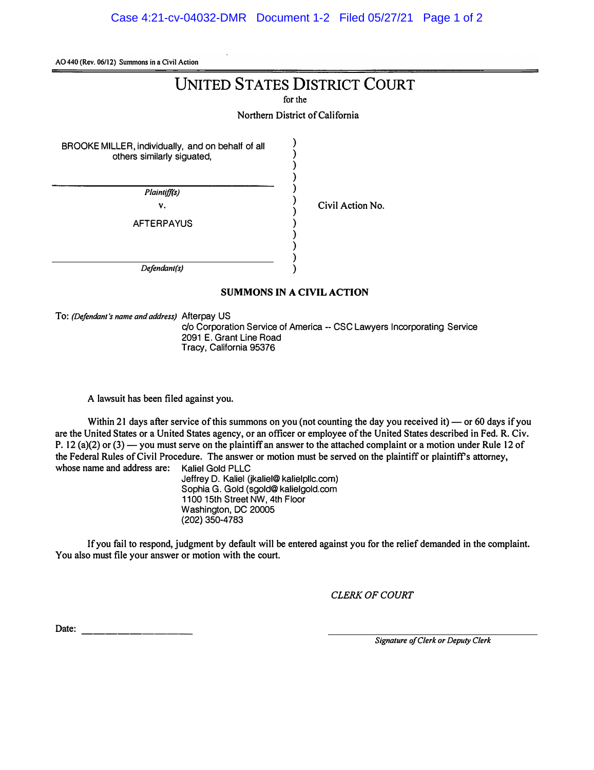AO 440 (Rev. 06/12) Summons in a Civil Action

# UNITED STATES DISTRICT COURT

for the

Northern District of California

| | | |
|---|---|---|
| BROOKE MILLER, individually, and on behalf of all others similarly siguated, | ) | |
| *Plaintiff(s)* | ) | |
| v. | ) | Civil Action No. |
| AFTERPAYUS | ) | |
| *Defendant(s)* | ) | |

## SUMMONS IN A CIVIL ACTION

To: *(Defendant's name and address)* Afterpay US
c/o Corporation Service of America -- CSC Lawyers Incorporating Service
2091 E. Grant Line Road
Tracy, California 95376

A lawsuit has been filed against you.

Within 21 days after service of this summons on you (not counting the day you received it) — or 60 days if you are the United States or a United States agency, or an officer or employee of the United States described in Fed. R. Civ. P. 12 (a)(2) or (3) — you must serve on the plaintiff an answer to the attached complaint or a motion under Rule 12 of the Federal Rules of Civil Procedure. The answer or motion must be served on the plaintiff or plaintiff's attorney, whose name and address are: Kaliel Gold PLLC
Jeffrey D. Kaliel (jkaliel@ kalielpllc.com)
Sophia G. Gold (sgold@ kalielgold.com
1100 15th Street NW, 4th Floor
Washington, DC 20005
(202) 350-4783

If you fail to respond, judgment by default will be entered against you for the relief demanded in the complaint. You also must file your answer or motion with the court.

*CLERK OF COURT*

Date: ____________________

____________________
*Signature of Clerk or Deputy Clerk*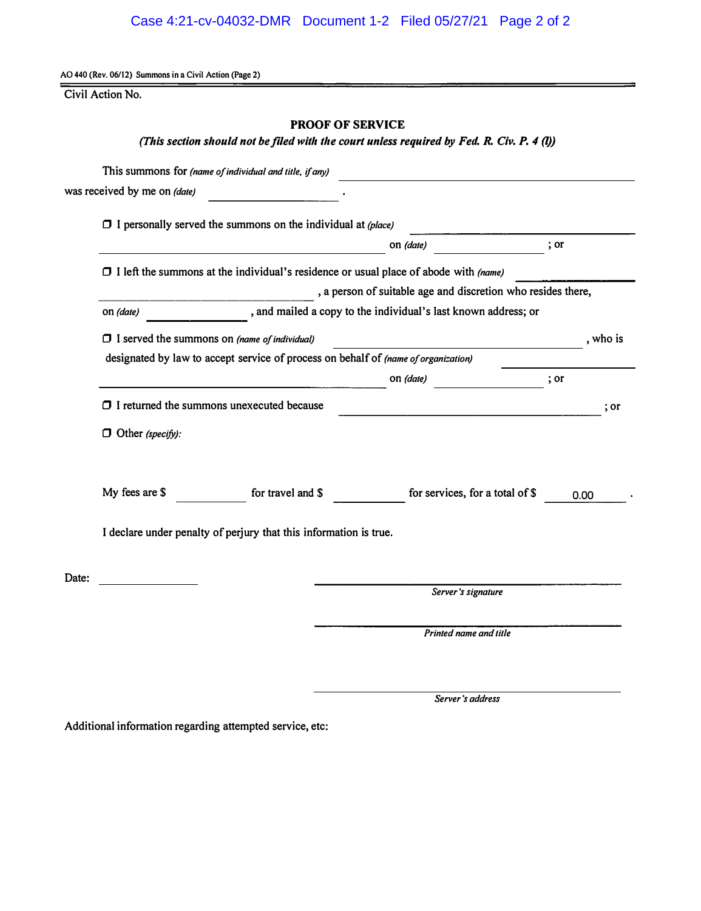AO 440 (Rev. 06/12) Summons in a Civil Action (Page 2)

Civil Action No.

## PROOF OF SERVICE

***(This section should not be filed with the court unless required by Fed. R. Civ. P. 4 (l))***

This summons for *(name of individual and title, if any)* ______________________________

was received by me on *(date)* ____________________ .

❐ I personally served the summons on the individual at *(place)* ______________________________

______________________________ on *(date)* ______________ ; or

❐ I left the summons at the individual's residence or usual place of abode with *(name)* ______________

______________________________ , a person of suitable age and discretion who resides there,

on *(date)* ______________ , and mailed a copy to the individual's last known address; or

❐ I served the summons on *(name of individual)* ______________________________ , who is

designated by law to accept service of process on behalf of *(name of organization)* ______________

______________________________ on *(date)* ______________ ; or

❐ I returned the summons unexecuted because ______________________________ ; or

❐ Other *(specify)*:

My fees are $ __________ for travel and $ __________ for services, for a total of $ 0.00 .

I declare under penalty of perjury that this information is true.

Date: ______________

______________________________
*Server's signature*

______________________________
*Printed name and title*

______________________________
*Server's address*

Additional information regarding attempted service, etc: